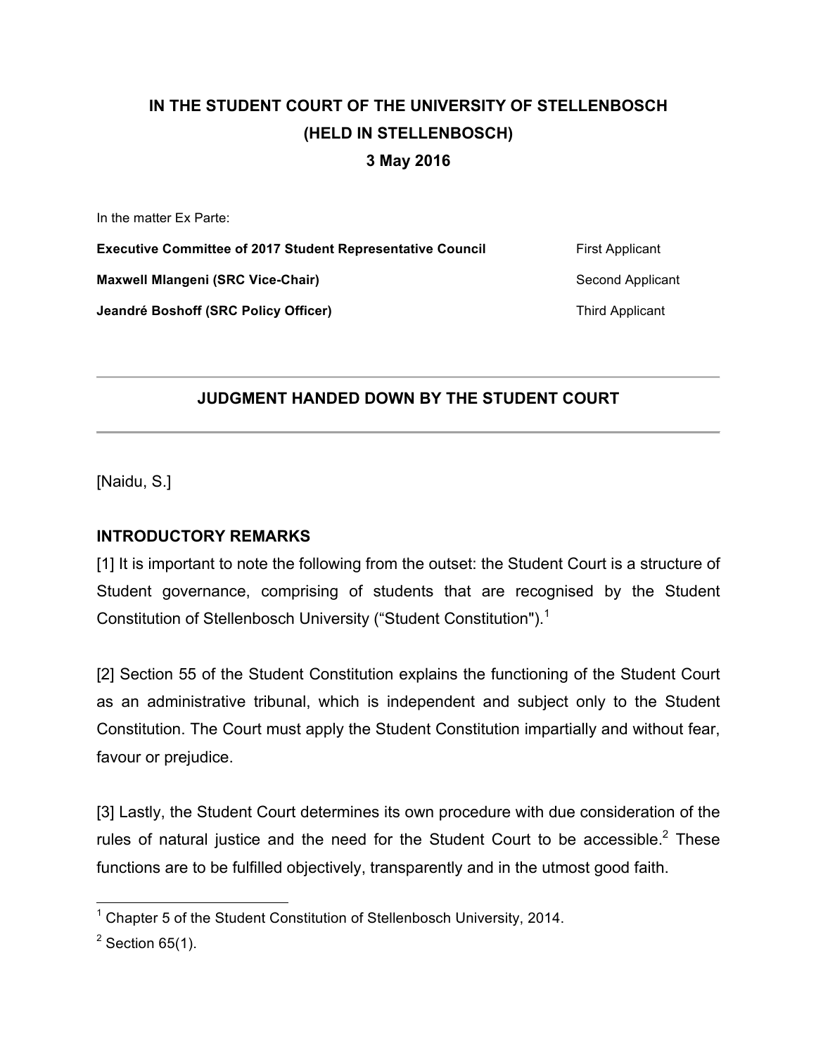# IN THE STUDENT COURT OF THE UNIVERSITY OF STELLENBOSCH
## (HELD IN STELLENBOSCH)
## 3 May 2016

In the matter Ex Parte:

| | |
|---|---|
| **Executive Committee of 2017 Student Representative Council** | First Applicant |
| **Maxwell Mlangeni (SRC Vice-Chair)** | Second Applicant |
| **Jeandré Boshoff (SRC Policy Officer)** | Third Applicant |

---

## JUDGMENT HANDED DOWN BY THE STUDENT COURT

---

[Naidu, S.]

### INTRODUCTORY REMARKS

[1] It is important to note the following from the outset: the Student Court is a structure of Student governance, comprising of students that are recognised by the Student Constitution of Stellenbosch University ("Student Constitution").[1]

[2] Section 55 of the Student Constitution explains the functioning of the Student Court as an administrative tribunal, which is independent and subject only to the Student Constitution. The Court must apply the Student Constitution impartially and without fear, favour or prejudice.

[3] Lastly, the Student Court determines its own procedure with due consideration of the rules of natural justice and the need for the Student Court to be accessible.[2] These functions are to be fulfilled objectively, transparently and in the utmost good faith.

---

[1] Chapter 5 of the Student Constitution of Stellenbosch University, 2014.

[2] Section 65(1).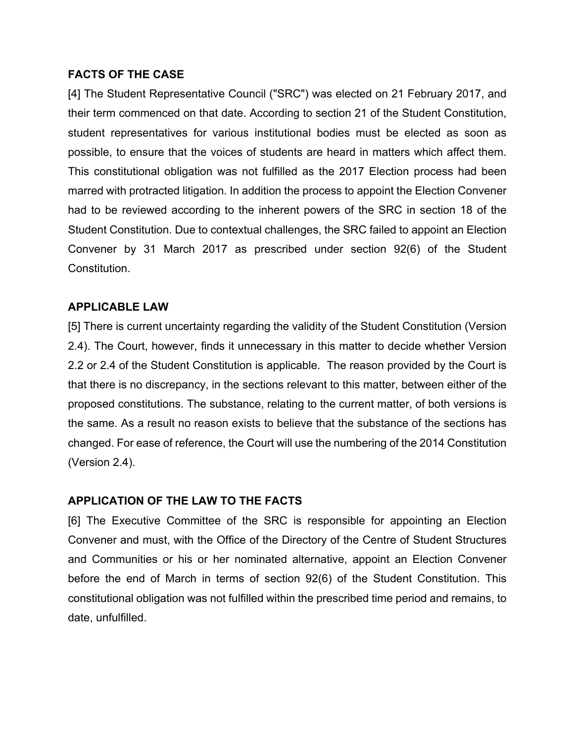**FACTS OF THE CASE**

[4] The Student Representative Council ("SRC") was elected on 21 February 2017, and their term commenced on that date. According to section 21 of the Student Constitution, student representatives for various institutional bodies must be elected as soon as possible, to ensure that the voices of students are heard in matters which affect them. This constitutional obligation was not fulfilled as the 2017 Election process had been marred with protracted litigation. In addition the process to appoint the Election Convener had to be reviewed according to the inherent powers of the SRC in section 18 of the Student Constitution. Due to contextual challenges, the SRC failed to appoint an Election Convener by 31 March 2017 as prescribed under section 92(6) of the Student Constitution.

**APPLICABLE LAW**

[5] There is current uncertainty regarding the validity of the Student Constitution (Version 2.4). The Court, however, finds it unnecessary in this matter to decide whether Version 2.2 or 2.4 of the Student Constitution is applicable. The reason provided by the Court is that there is no discrepancy, in the sections relevant to this matter, between either of the proposed constitutions. The substance, relating to the current matter, of both versions is the same. As a result no reason exists to believe that the substance of the sections has changed. For ease of reference, the Court will use the numbering of the 2014 Constitution (Version 2.4).

**APPLICATION OF THE LAW TO THE FACTS**

[6] The Executive Committee of the SRC is responsible for appointing an Election Convener and must, with the Office of the Directory of the Centre of Student Structures and Communities or his or her nominated alternative, appoint an Election Convener before the end of March in terms of section 92(6) of the Student Constitution. This constitutional obligation was not fulfilled within the prescribed time period and remains, to date, unfulfilled.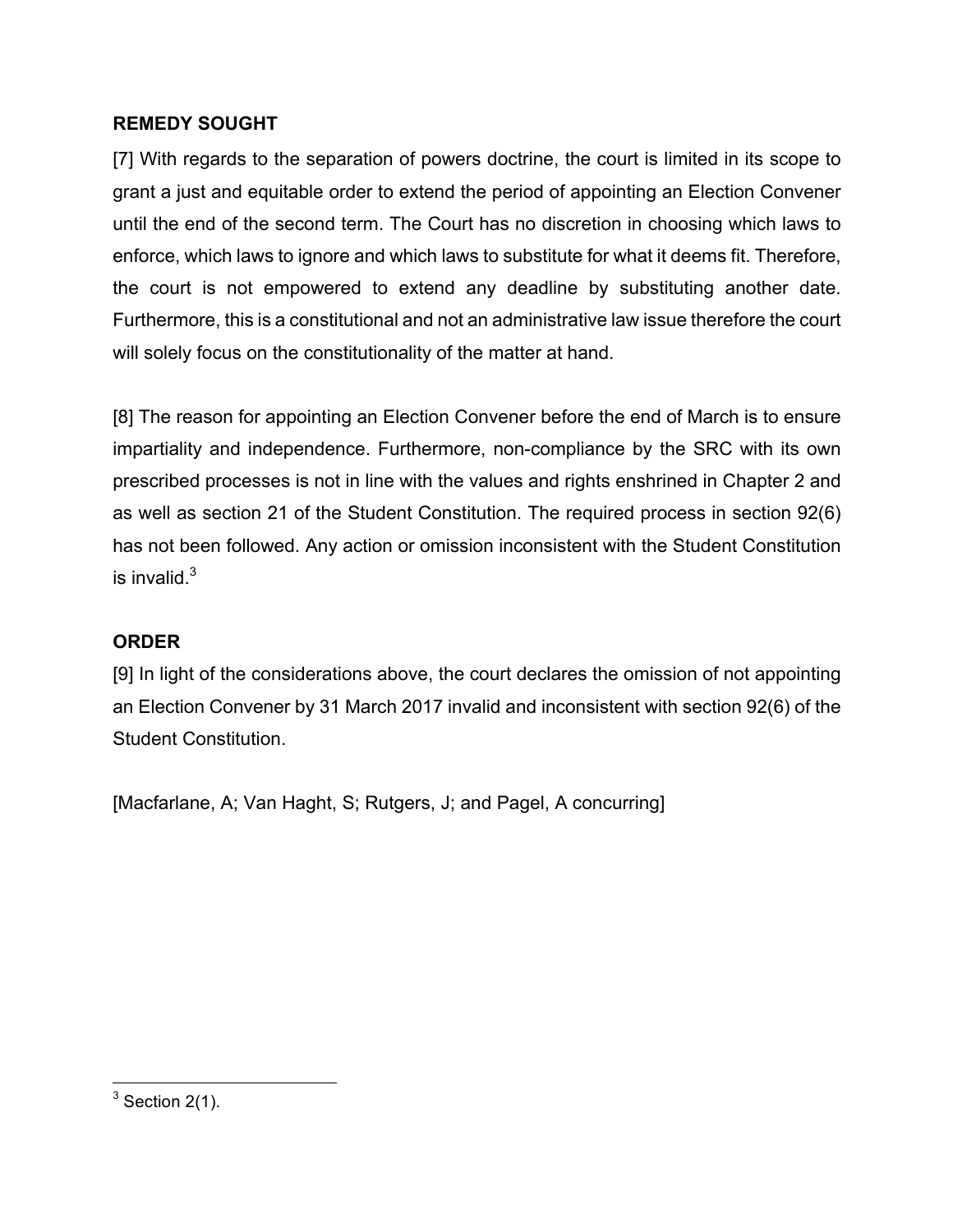**REMEDY SOUGHT**

[7] With regards to the separation of powers doctrine, the court is limited in its scope to grant a just and equitable order to extend the period of appointing an Election Convener until the end of the second term. The Court has no discretion in choosing which laws to enforce, which laws to ignore and which laws to substitute for what it deems fit. Therefore, the court is not empowered to extend any deadline by substituting another date. Furthermore, this is a constitutional and not an administrative law issue therefore the court will solely focus on the constitutionality of the matter at hand.

[8] The reason for appointing an Election Convener before the end of March is to ensure impartiality and independence. Furthermore, non-compliance by the SRC with its own prescribed processes is not in line with the values and rights enshrined in Chapter 2 and as well as section 21 of the Student Constitution. The required process in section 92(6) has not been followed. Any action or omission inconsistent with the Student Constitution is invalid.[3]

**ORDER**

[9] In light of the considerations above, the court declares the omission of not appointing an Election Convener by 31 March 2017 invalid and inconsistent with section 92(6) of the Student Constitution.

[Macfarlane, A; Van Haght, S; Rutgers, J; and Pagel, A concurring]

---

[3] Section 2(1).